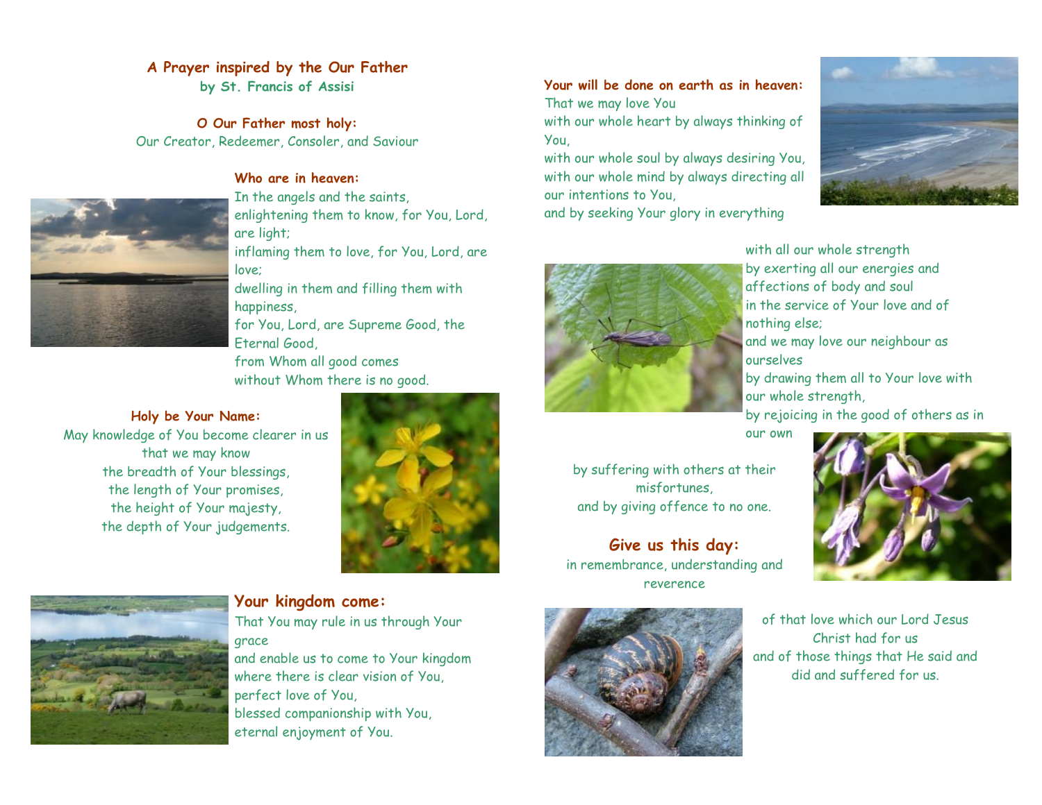## A Prayer inspired by the Our Father
### by St. Francis of Assisi

**O Our Father most holy:**
Our Creator, Redeemer, Consoler, and Saviour

**Who are in heaven:**
In the angels and the saints,
enlightening them to know, for You, Lord, are light;
inflaming them to love, for You, Lord, are love;
dwelling in them and filling them with happiness,
for You, Lord, are Supreme Good, the Eternal Good,
from Whom all good comes
without Whom there is no good.

**Holy be Your Name:**
May knowledge of You become clearer in us
that we may know
the breadth of Your blessings,
the length of Your promises,
the height of Your majesty,
the depth of Your judgements.

**Your kingdom come:**
That You may rule in us through Your grace
and enable us to come to Your kingdom
where there is clear vision of You,
perfect love of You,
blessed companionship with You,
eternal enjoyment of You.

**Your will be done on earth as in heaven:**
That we may love You
with our whole heart by always thinking of You,
with our whole soul by always desiring You,
with our whole mind by always directing all our intentions to You,
and by seeking Your glory in everything

with all our whole strength
by exerting all our energies and affections of body and soul
in the service of Your love and of nothing else;
and we may love our neighbour as ourselves
by drawing them all to Your love with our whole strength,
by rejoicing in the good of others as in our own

by suffering with others at their misfortunes,
and by giving offence to no one.

**Give us this day:**
in remembrance, understanding and reverence

of that love which our Lord Jesus Christ had for us
and of those things that He said and did and suffered for us.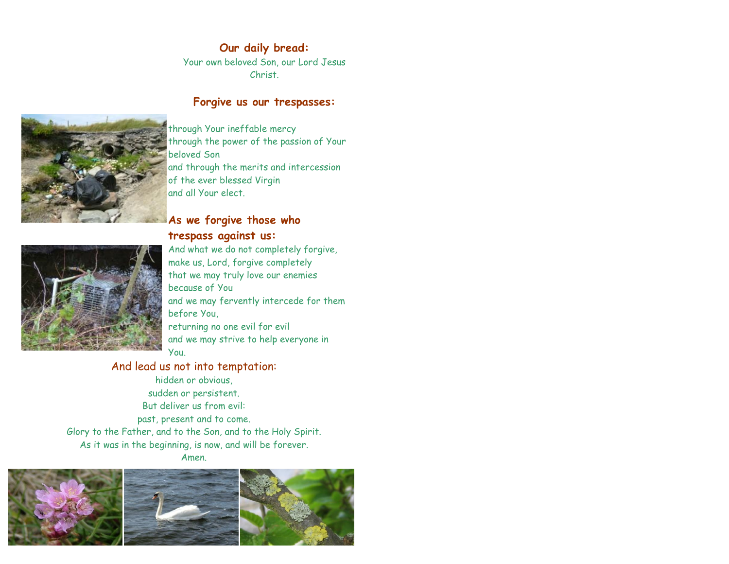**Our daily bread:**

Your own beloved Son, our Lord Jesus Christ.

**Forgive us our trespasses:**

through Your ineffable mercy
through the power of the passion of Your beloved Son
and through the merits and intercession of the ever blessed Virgin
and all Your elect.

**As we forgive those who trespass against us:**

And what we do not completely forgive,
make us, Lord, forgive completely
that we may truly love our enemies because of You
and we may fervently intercede for them before You,
returning no one evil for evil
and we may strive to help everyone in You.

And lead us not into temptation:

hidden or obvious,
sudden or persistent.
But deliver us from evil:
past, present and to come.
Glory to the Father, and to the Son, and to the Holy Spirit.
As it was in the beginning, is now, and will be forever.
Amen.